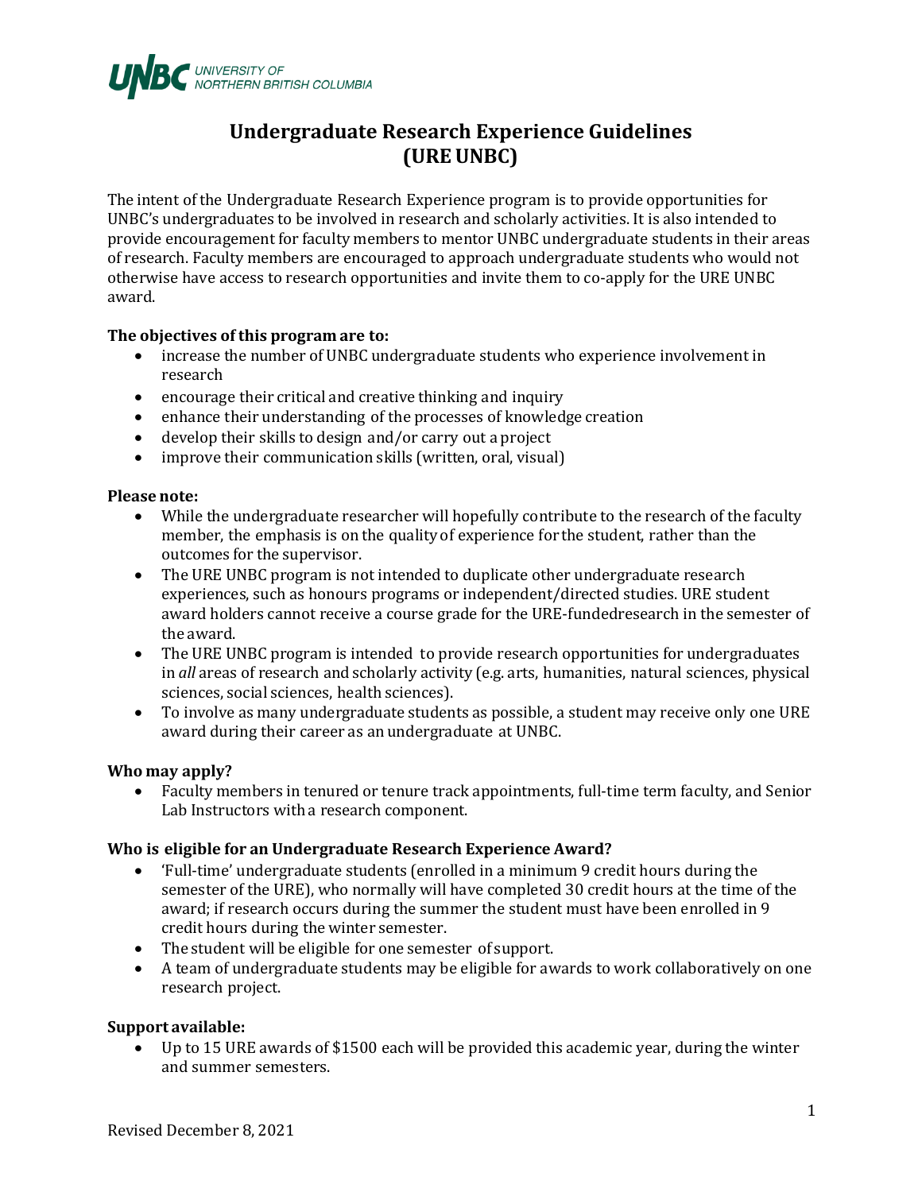# Undergraduate Research Experience Guidelines (URE UNBC)

The intent of the Undergraduate Research Experience program is to provide opportunities for UNBC's undergraduates to be involved in research and scholarly activities. It is also intended to provide encouragement for faculty members to mentor UNBC undergraduate students in their areas of research. Faculty members are encouraged to approach undergraduate students who would not otherwise have access to research opportunities and invite them to co-apply for the URE UNBC award.

**The objectives of this program are to:**

- increase the number of UNBC undergraduate students who experience involvement in research
- encourage their critical and creative thinking and inquiry
- enhance their understanding of the processes of knowledge creation
- develop their skills to design and/or carry out a project
- improve their communication skills (written, oral, visual)

**Please note:**

- While the undergraduate researcher will hopefully contribute to the research of the faculty member, the emphasis is on the quality of experience for the student, rather than the outcomes for the supervisor.
- The URE UNBC program is not intended to duplicate other undergraduate research experiences, such as honours programs or independent/directed studies. URE student award holders cannot receive a course grade for the URE-fundedresearch in the semester of the award.
- The URE UNBC program is intended to provide research opportunities for undergraduates in *all* areas of research and scholarly activity (e.g. arts, humanities, natural sciences, physical sciences, social sciences, health sciences).
- To involve as many undergraduate students as possible, a student may receive only one URE award during their career as an undergraduate at UNBC.

**Who may apply?**

- Faculty members in tenured or tenure track appointments, full-time term faculty, and Senior Lab Instructors with a research component.

**Who is eligible for an Undergraduate Research Experience Award?**

- 'Full-time' undergraduate students (enrolled in a minimum 9 credit hours during the semester of the URE), who normally will have completed 30 credit hours at the time of the award; if research occurs during the summer the student must have been enrolled in 9 credit hours during the winter semester.
- The student will be eligible for one semester of support.
- A team of undergraduate students may be eligible for awards to work collaboratively on one research project.

**Support available:**

- Up to 15 URE awards of $1500 each will be provided this academic year, during the winter and summer semesters.

Revised December 8, 2021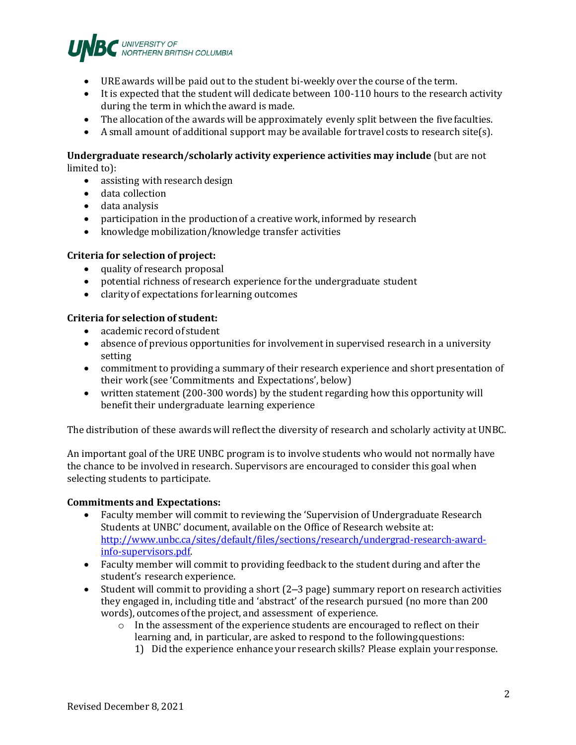- URE awards will be paid out to the student bi-weekly over the course of the term.
- It is expected that the student will dedicate between 100-110 hours to the research activity during the term in which the award is made.
- The allocation of the awards will be approximately evenly split between the five faculties.
- A small amount of additional support may be available for travel costs to research site(s).

**Undergraduate research/scholarly activity experience activities may include** (but are not limited to):

- assisting with research design
- data collection
- data analysis
- participation in the production of a creative work, informed by research
- knowledge mobilization/knowledge transfer activities

**Criteria for selection of project:**

- quality of research proposal
- potential richness of research experience for the undergraduate student
- clarity of expectations for learning outcomes

**Criteria for selection of student:**

- academic record of student
- absence of previous opportunities for involvement in supervised research in a university setting
- commitment to providing a summary of their research experience and short presentation of their work (see 'Commitments and Expectations', below)
- written statement (200-300 words) by the student regarding how this opportunity will benefit their undergraduate learning experience

The distribution of these awards will reflect the diversity of research and scholarly activity at UNBC.

An important goal of the URE UNBC program is to involve students who would not normally have the chance to be involved in research. Supervisors are encouraged to consider this goal when selecting students to participate.

**Commitments and Expectations:**

- Faculty member will commit to reviewing the 'Supervision of Undergraduate Research Students at UNBC' document, available on the Office of Research website at: [http://www.unbc.ca/sites/default/files/sections/research/undergrad-research-award-info-supervisors.pdf](http://www.unbc.ca/sites/default/files/sections/research/undergrad-research-award-info-supervisors.pdf).
- Faculty member will commit to providing feedback to the student during and after the student's research experience.
- Student will commit to providing a short (2–3 page) summary report on research activities they engaged in, including title and 'abstract' of the research pursued (no more than 200 words), outcomes of the project, and assessment of experience.
  - In the assessment of the experience students are encouraged to reflect on their learning and, in particular, are asked to respond to the following questions:
    1) Did the experience enhance your research skills? Please explain your response.

Revised December 8, 2021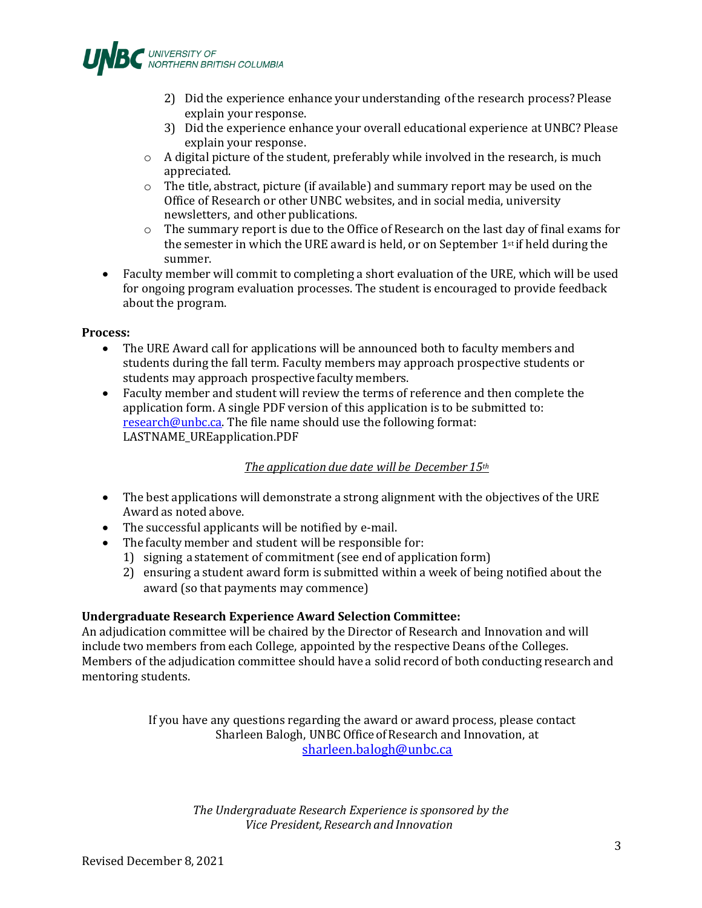2) Did the experience enhance your understanding of the research process? Please explain your response.
3) Did the experience enhance your overall educational experience at UNBC? Please explain your response.

  - A digital picture of the student, preferably while involved in the research, is much appreciated.
  - The title, abstract, picture (if available) and summary report may be used on the Office of Research or other UNBC websites, and in social media, university newsletters, and other publications.
  - The summary report is due to the Office of Research on the last day of final exams for the semester in which the URE award is held, or on September 1st if held during the summer.
- Faculty member will commit to completing a short evaluation of the URE, which will be used for ongoing program evaluation processes. The student is encouraged to provide feedback about the program.

**Process:**

- The URE Award call for applications will be announced both to faculty members and students during the fall term. Faculty members may approach prospective students or students may approach prospective faculty members.
- Faculty member and student will review the terms of reference and then complete the application form. A single PDF version of this application is to be submitted to: research@unbc.ca. The file name should use the following format: LASTNAME_UREapplication.PDF

*The application due date will be December 15th*

- The best applications will demonstrate a strong alignment with the objectives of the URE Award as noted above.
- The successful applicants will be notified by e-mail.
- The faculty member and student will be responsible for:
  1) signing a statement of commitment (see end of application form)
  2) ensuring a student award form is submitted within a week of being notified about the award (so that payments may commence)

**Undergraduate Research Experience Award Selection Committee:**

An adjudication committee will be chaired by the Director of Research and Innovation and will include two members from each College, appointed by the respective Deans of the Colleges. Members of the adjudication committee should have a solid record of both conducting research and mentoring students.

If you have any questions regarding the award or award process, please contact Sharleen Balogh, UNBC Office of Research and Innovation, at sharleen.balogh@unbc.ca

*The Undergraduate Research Experience is sponsored by the Vice President, Research and Innovation*

Revised December 8, 2021